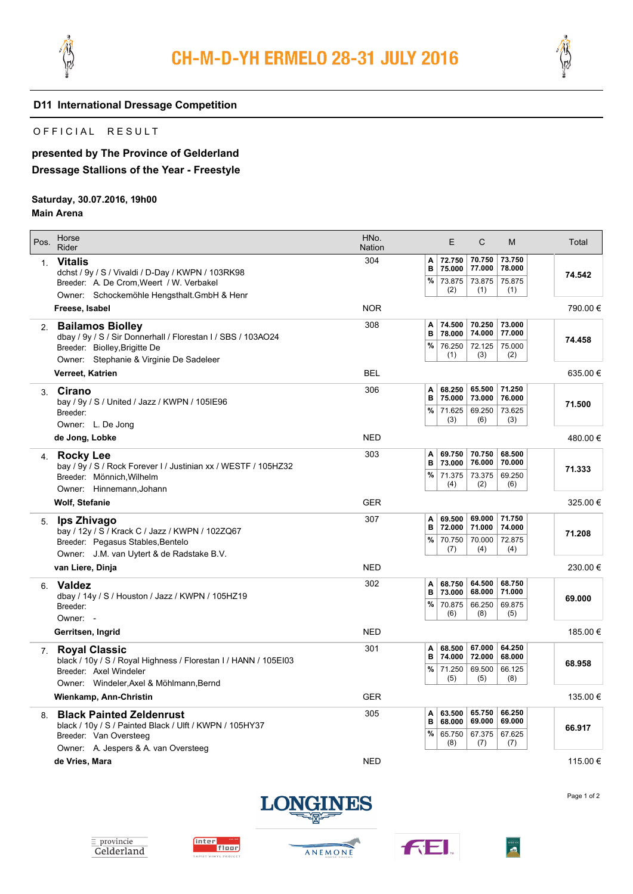# CH-M-D-YH ERMELO 28-31 JULY 2016

## D11 International Dressage Competition

OFFICIAL RESULT

**presented by The Province of Gelderland**
**Dressage Stallions of the Year - Freestyle**

**Saturday, 30.07.2016, 19h00**
**Main Arena**

| Pos. | Horse / Rider | HNo. / Nation | | E | C | M | Total |
|---|---|---|---|---|---|---|---|
| 1. | **Vitalis**<br>dchst / 9y / S / Vivaldi / D-Day / KWPN / 103RK98<br>Breeder: A. De Crom,Weert / W. Verbakel<br>Owner: Schockemöhle Hengsthalt.GmbH & Henr | 304 | A | 72.750 | 70.750 | 73.750 | 74.542 |
| | | | B | 75.000 | 77.000 | 78.000 | |
| | | | % | 73.875 (2) | 73.875 (1) | 75.875 (1) | |
| | **Freese, Isabel** | NOR | | | | | 790.00 € |
| 2. | **Bailamos Biolley**<br>dbay / 9y / S / Sir Donnerhall / Florestan I / SBS / 103AO24<br>Breeder: Biolley,Brigitte De<br>Owner: Stephanie & Virginie De Sadeleer | 308 | A | 74.500 | 70.250 | 73.000 | 74.458 |
| | | | B | 78.000 | 74.000 | 77.000 | |
| | | | % | 76.250 (1) | 72.125 (3) | 75.000 (2) | |
| | **Verreet, Katrien** | BEL | | | | | 635.00 € |
| 3. | **Cirano**<br>bay / 9y / S / United / Jazz / KWPN / 105IE96<br>Breeder:<br>Owner: L. De Jong | 306 | A | 68.250 | 65.500 | 71.250 | 71.500 |
| | | | B | 75.000 | 73.000 | 76.000 | |
| | | | % | 71.625 (3) | 69.250 (6) | 73.625 (3) | |
| | **de Jong, Lobke** | NED | | | | | 480.00 € |
| 4. | **Rocky Lee**<br>bay / 9y / S / Rock Forever I / Justinian xx / WESTF / 105HZ32<br>Breeder: Mönnich,Wilhelm<br>Owner: Hinnemann,Johann | 303 | A | 69.750 | 70.750 | 68.500 | 71.333 |
| | | | B | 73.000 | 76.000 | 70.000 | |
| | | | % | 71.375 (4) | 73.375 (2) | 69.250 (6) | |
| | **Wolf, Stefanie** | GER | | | | | 325.00 € |
| 5. | **Ips Zhivago**<br>bay / 12y / S / Krack C / Jazz / KWPN / 102ZQ67<br>Breeder: Pegasus Stables,Bentelo<br>Owner: J.M. van Uytert & de Radstake B.V. | 307 | A | 69.500 | 69.000 | 71.750 | 71.208 |
| | | | B | 72.000 | 71.000 | 74.000 | |
| | | | % | 70.750 (7) | 70.000 (4) | 72.875 (4) | |
| | **van Liere, Dinja** | NED | | | | | 230.00 € |
| 6. | **Valdez**<br>dbay / 14y / S / Houston / Jazz / KWPN / 105HZ19<br>Breeder:<br>Owner: - | 302 | A | 68.750 | 64.500 | 68.750 | 69.000 |
| | | | B | 73.000 | 68.000 | 71.000 | |
| | | | % | 70.875 (6) | 66.250 (8) | 69.875 (5) | |
| | **Gerritsen, Ingrid** | NED | | | | | 185.00 € |
| 7. | **Royal Classic**<br>black / 10y / S / Royal Highness / Florestan I / HANN / 105EI03<br>Breeder: Axel Windeler<br>Owner: Windeler,Axel & Möhlmann,Bernd | 301 | A | 68.500 | 67.000 | 64.250 | 68.958 |
| | | | B | 74.000 | 72.000 | 68.000 | |
| | | | % | 71.250 (5) | 69.500 (5) | 66.125 (8) | |
| | **Wienkamp, Ann-Christin** | GER | | | | | 135.00 € |
| 8. | **Black Painted Zeldenrust**<br>black / 10y / S / Painted Black / Ulft / KWPN / 105HY37<br>Breeder: Van Oversteeg<br>Owner: A. Jespers & A. van Oversteeg | 305 | A | 63.500 | 65.750 | 66.250 | 66.917 |
| | | | B | 68.000 | 69.000 | 69.000 | |
| | | | % | 65.750 (8) | 67.375 (7) | 67.625 (7) | |
| | **de Vries, Mara** | NED | | | | | 115.00 € |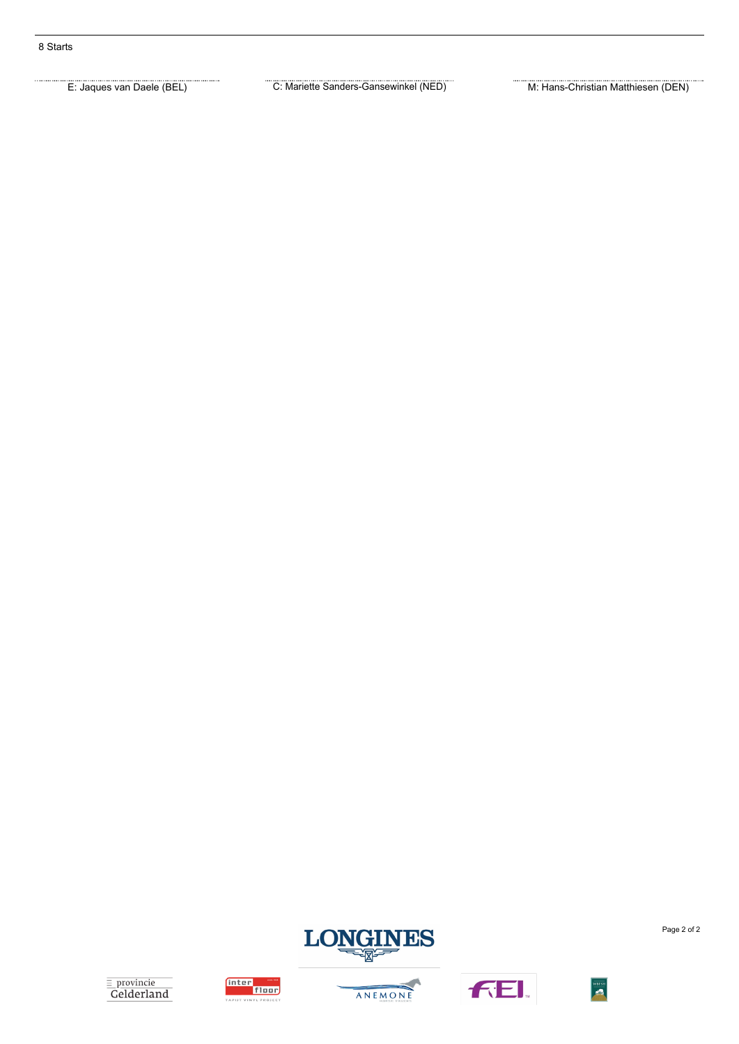8 Starts

E: Jaques van Daele (BEL)

C: Mariette Sanders-Gansewinkel (NED)

M: Hans-Christian Matthiesen (DEN)